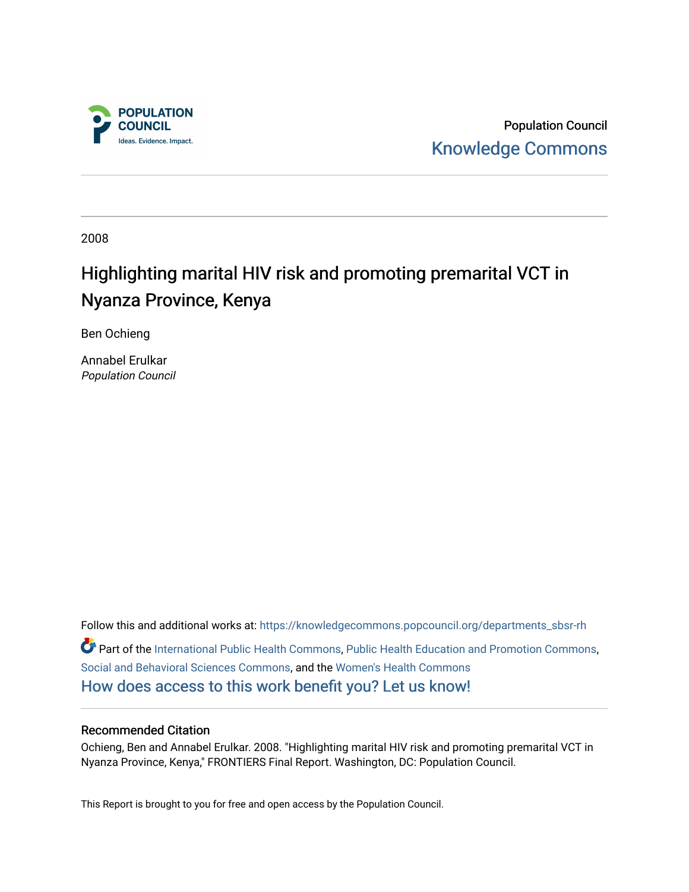POPULATION COUNCIL
Ideas. Evidence. Impact.

Population Council
Knowledge Commons

2008

# Highlighting marital HIV risk and promoting premarital VCT in Nyanza Province, Kenya

Ben Ochieng

Annabel Erulkar
*Population Council*

Follow this and additional works at: https://knowledgecommons.popcouncil.org/departments_sbsr-rh

Part of the International Public Health Commons, Public Health Education and Promotion Commons, Social and Behavioral Sciences Commons, and the Women's Health Commons

How does access to this work benefit you? Let us know!

## Recommended Citation

Ochieng, Ben and Annabel Erulkar. 2008. "Highlighting marital HIV risk and promoting premarital VCT in Nyanza Province, Kenya," FRONTIERS Final Report. Washington, DC: Population Council.

This Report is brought to you for free and open access by the Population Council.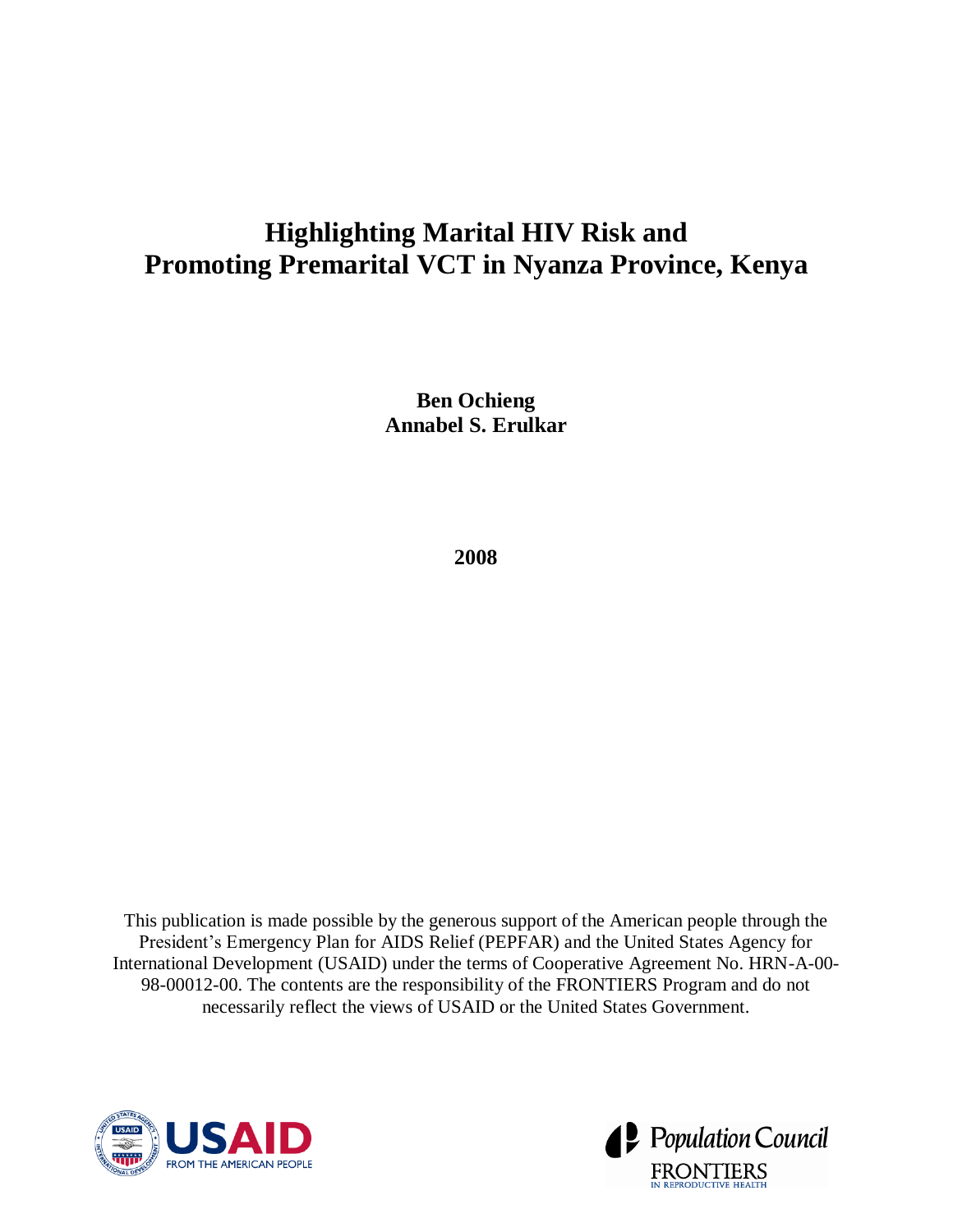# Highlighting Marital HIV Risk and Promoting Premarital VCT in Nyanza Province, Kenya

**Ben Ochieng**
**Annabel S. Erulkar**

**2008**

This publication is made possible by the generous support of the American people through the President's Emergency Plan for AIDS Relief (PEPFAR) and the United States Agency for International Development (USAID) under the terms of Cooperative Agreement No. HRN-A-00-98-00012-00. The contents are the responsibility of the FRONTIERS Program and do not necessarily reflect the views of USAID or the United States Government.

USAID FROM THE AMERICAN PEOPLE

Population Council FRONTIERS IN REPRODUCTIVE HEALTH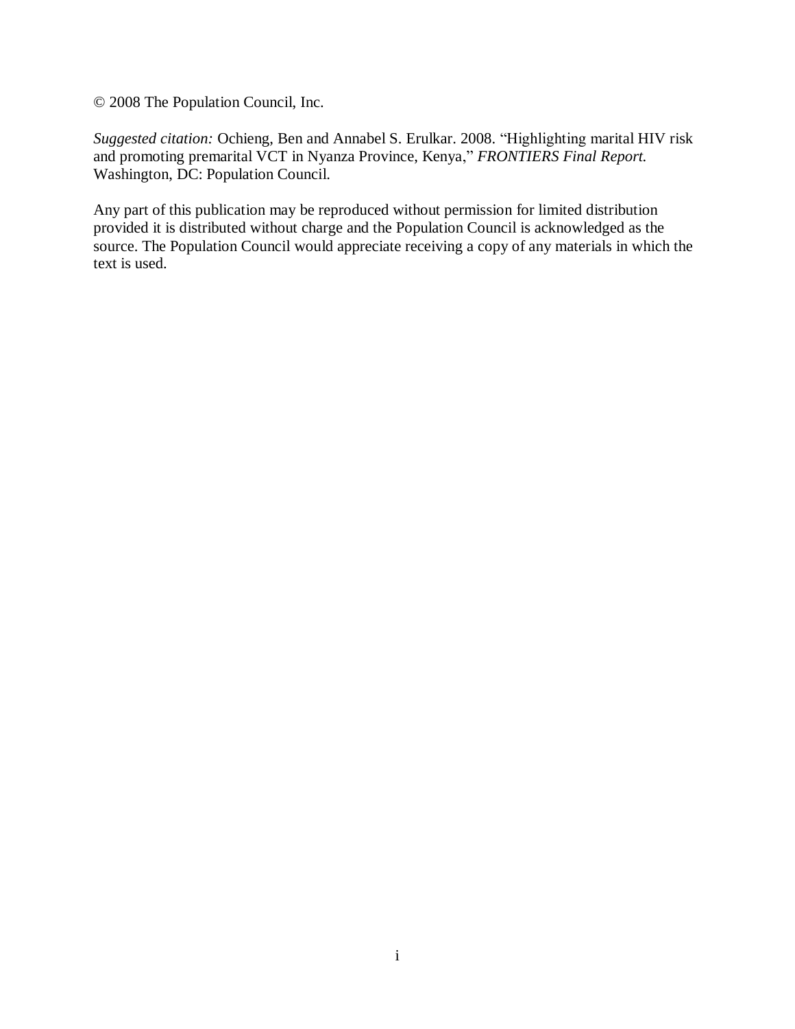© 2008 The Population Council, Inc.

*Suggested citation:* Ochieng, Ben and Annabel S. Erulkar. 2008. "Highlighting marital HIV risk and promoting premarital VCT in Nyanza Province, Kenya," *FRONTIERS Final Report.* Washington, DC: Population Council.

Any part of this publication may be reproduced without permission for limited distribution provided it is distributed without charge and the Population Council is acknowledged as the source. The Population Council would appreciate receiving a copy of any materials in which the text is used.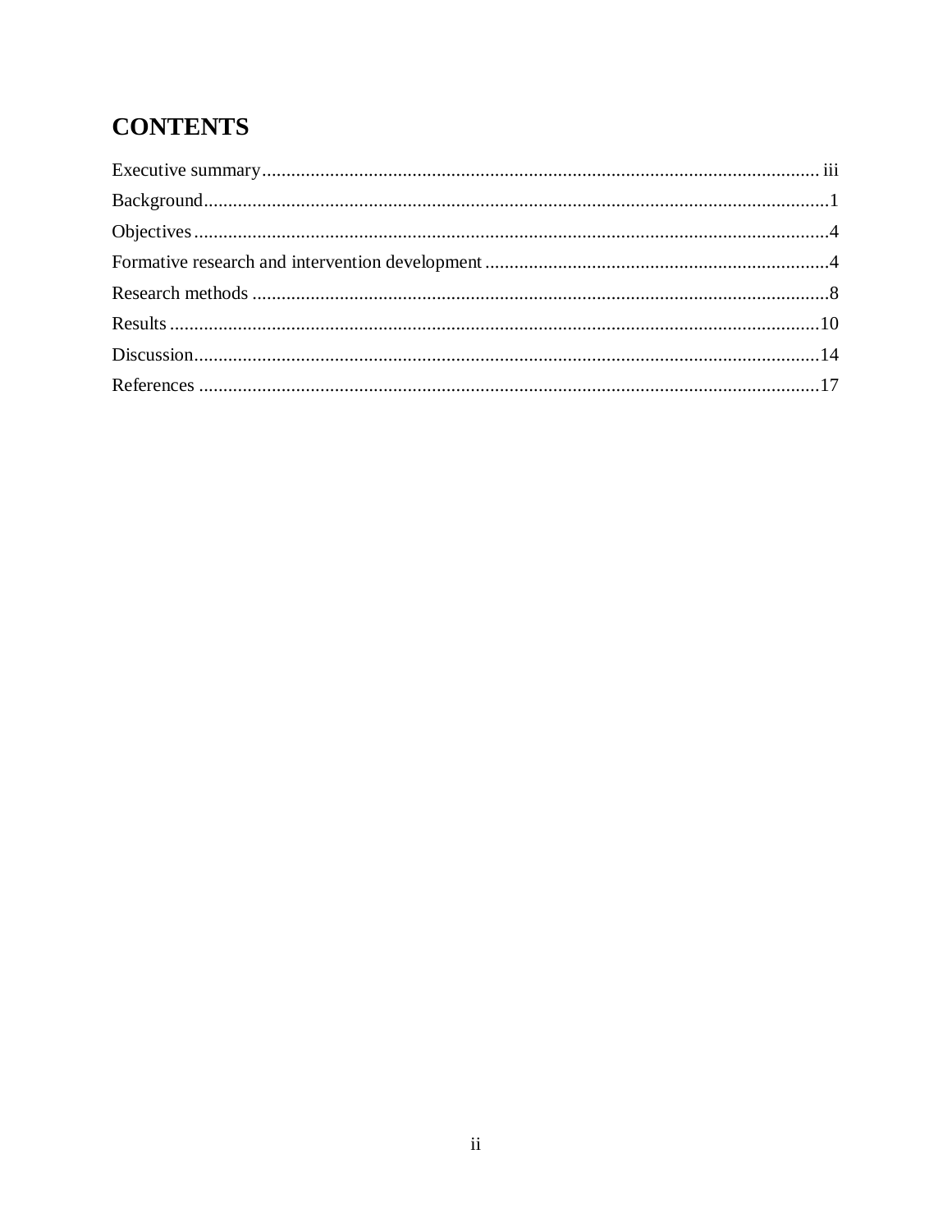## CONTENTS

Executive summary........................................................................................................... iii

Background........................................................................................................................1

Objectives..........................................................................................................................4

Formative research and intervention development.......................................................................4

Research methods ...............................................................................................................8

Results.............................................................................................................................10

Discussion........................................................................................................................14

References .......................................................................................................................17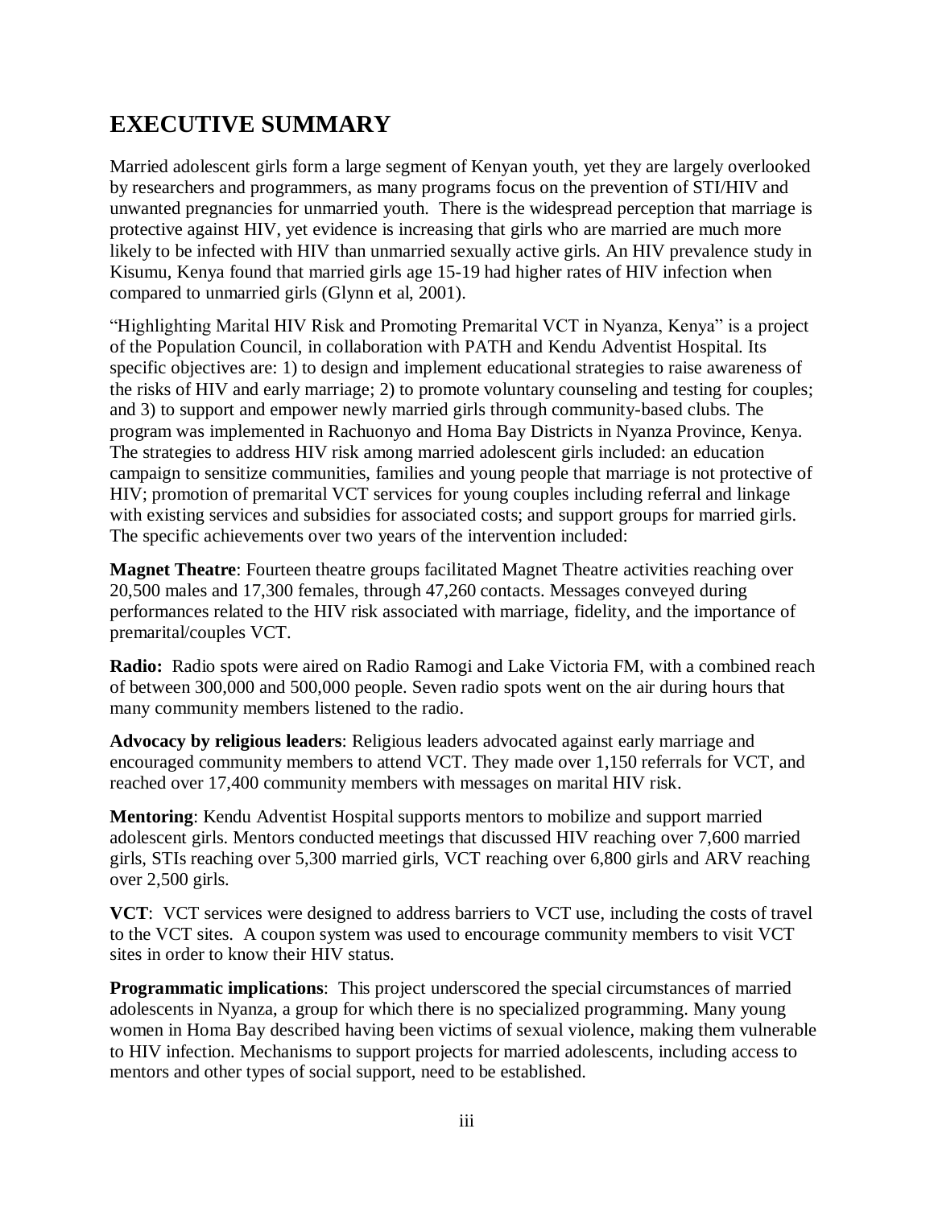# EXECUTIVE SUMMARY

Married adolescent girls form a large segment of Kenyan youth, yet they are largely overlooked by researchers and programmers, as many programs focus on the prevention of STI/HIV and unwanted pregnancies for unmarried youth. There is the widespread perception that marriage is protective against HIV, yet evidence is increasing that girls who are married are much more likely to be infected with HIV than unmarried sexually active girls. An HIV prevalence study in Kisumu, Kenya found that married girls age 15-19 had higher rates of HIV infection when compared to unmarried girls (Glynn et al, 2001).

"Highlighting Marital HIV Risk and Promoting Premarital VCT in Nyanza, Kenya" is a project of the Population Council, in collaboration with PATH and Kendu Adventist Hospital. Its specific objectives are: 1) to design and implement educational strategies to raise awareness of the risks of HIV and early marriage; 2) to promote voluntary counseling and testing for couples; and 3) to support and empower newly married girls through community-based clubs. The program was implemented in Rachuonyo and Homa Bay Districts in Nyanza Province, Kenya. The strategies to address HIV risk among married adolescent girls included: an education campaign to sensitize communities, families and young people that marriage is not protective of HIV; promotion of premarital VCT services for young couples including referral and linkage with existing services and subsidies for associated costs; and support groups for married girls. The specific achievements over two years of the intervention included:

**Magnet Theatre**: Fourteen theatre groups facilitated Magnet Theatre activities reaching over 20,500 males and 17,300 females, through 47,260 contacts. Messages conveyed during performances related to the HIV risk associated with marriage, fidelity, and the importance of premarital/couples VCT.

**Radio:** Radio spots were aired on Radio Ramogi and Lake Victoria FM, with a combined reach of between 300,000 and 500,000 people. Seven radio spots went on the air during hours that many community members listened to the radio.

**Advocacy by religious leaders**: Religious leaders advocated against early marriage and encouraged community members to attend VCT. They made over 1,150 referrals for VCT, and reached over 17,400 community members with messages on marital HIV risk.

**Mentoring**: Kendu Adventist Hospital supports mentors to mobilize and support married adolescent girls. Mentors conducted meetings that discussed HIV reaching over 7,600 married girls, STIs reaching over 5,300 married girls, VCT reaching over 6,800 girls and ARV reaching over 2,500 girls.

**VCT**: VCT services were designed to address barriers to VCT use, including the costs of travel to the VCT sites. A coupon system was used to encourage community members to visit VCT sites in order to know their HIV status.

**Programmatic implications**: This project underscored the special circumstances of married adolescents in Nyanza, a group for which there is no specialized programming. Many young women in Homa Bay described having been victims of sexual violence, making them vulnerable to HIV infection. Mechanisms to support projects for married adolescents, including access to mentors and other types of social support, need to be established.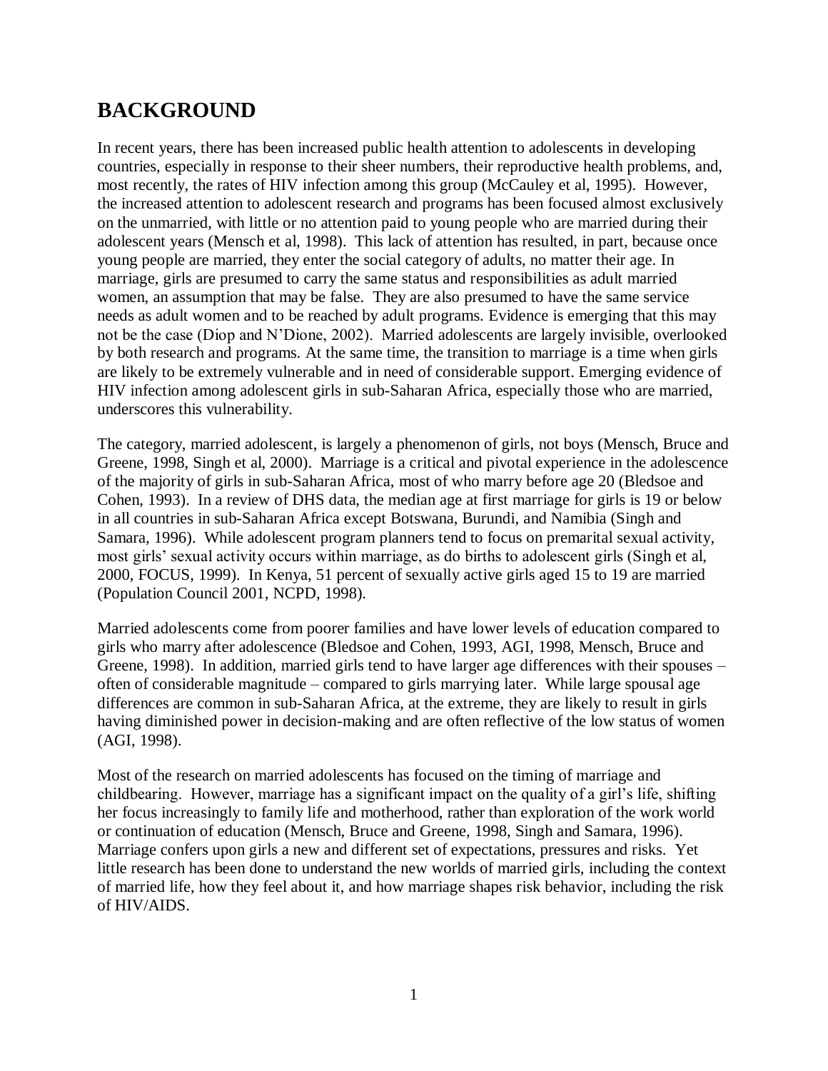## BACKGROUND

In recent years, there has been increased public health attention to adolescents in developing countries, especially in response to their sheer numbers, their reproductive health problems, and, most recently, the rates of HIV infection among this group (McCauley et al, 1995). However, the increased attention to adolescent research and programs has been focused almost exclusively on the unmarried, with little or no attention paid to young people who are married during their adolescent years (Mensch et al, 1998). This lack of attention has resulted, in part, because once young people are married, they enter the social category of adults, no matter their age. In marriage, girls are presumed to carry the same status and responsibilities as adult married women, an assumption that may be false. They are also presumed to have the same service needs as adult women and to be reached by adult programs. Evidence is emerging that this may not be the case (Diop and N'Dione, 2002). Married adolescents are largely invisible, overlooked by both research and programs. At the same time, the transition to marriage is a time when girls are likely to be extremely vulnerable and in need of considerable support. Emerging evidence of HIV infection among adolescent girls in sub-Saharan Africa, especially those who are married, underscores this vulnerability.

The category, married adolescent, is largely a phenomenon of girls, not boys (Mensch, Bruce and Greene, 1998, Singh et al, 2000). Marriage is a critical and pivotal experience in the adolescence of the majority of girls in sub-Saharan Africa, most of who marry before age 20 (Bledsoe and Cohen, 1993). In a review of DHS data, the median age at first marriage for girls is 19 or below in all countries in sub-Saharan Africa except Botswana, Burundi, and Namibia (Singh and Samara, 1996). While adolescent program planners tend to focus on premarital sexual activity, most girls' sexual activity occurs within marriage, as do births to adolescent girls (Singh et al, 2000, FOCUS, 1999). In Kenya, 51 percent of sexually active girls aged 15 to 19 are married (Population Council 2001, NCPD, 1998).

Married adolescents come from poorer families and have lower levels of education compared to girls who marry after adolescence (Bledsoe and Cohen, 1993, AGI, 1998, Mensch, Bruce and Greene, 1998). In addition, married girls tend to have larger age differences with their spouses – often of considerable magnitude – compared to girls marrying later. While large spousal age differences are common in sub-Saharan Africa, at the extreme, they are likely to result in girls having diminished power in decision-making and are often reflective of the low status of women (AGI, 1998).

Most of the research on married adolescents has focused on the timing of marriage and childbearing. However, marriage has a significant impact on the quality of a girl's life, shifting her focus increasingly to family life and motherhood, rather than exploration of the work world or continuation of education (Mensch, Bruce and Greene, 1998, Singh and Samara, 1996). Marriage confers upon girls a new and different set of expectations, pressures and risks. Yet little research has been done to understand the new worlds of married girls, including the context of married life, how they feel about it, and how marriage shapes risk behavior, including the risk of HIV/AIDS.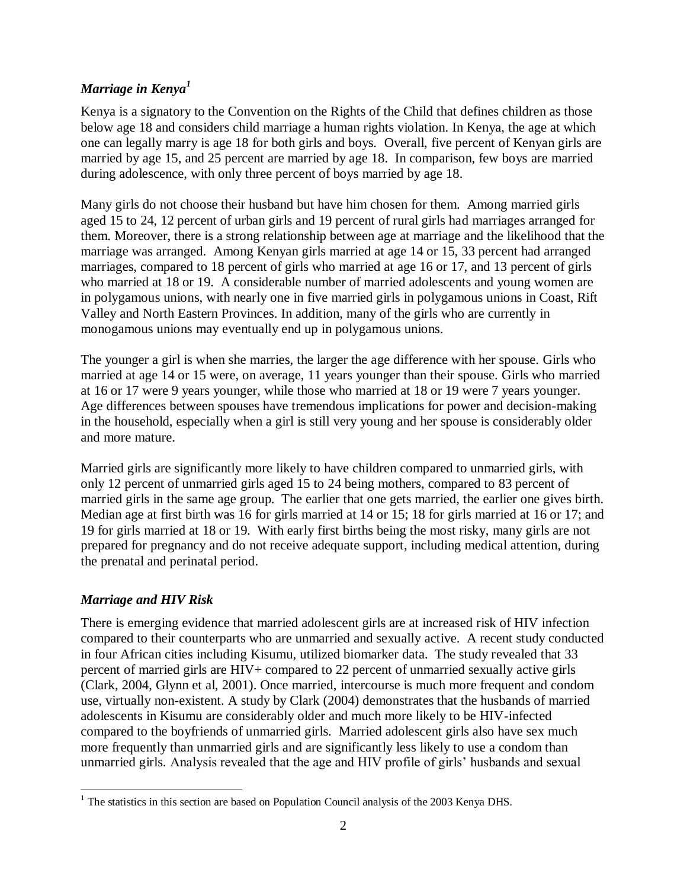### *Marriage in Kenya*[1]

Kenya is a signatory to the Convention on the Rights of the Child that defines children as those below age 18 and considers child marriage a human rights violation. In Kenya, the age at which one can legally marry is age 18 for both girls and boys. Overall, five percent of Kenyan girls are married by age 15, and 25 percent are married by age 18. In comparison, few boys are married during adolescence, with only three percent of boys married by age 18.

Many girls do not choose their husband but have him chosen for them. Among married girls aged 15 to 24, 12 percent of urban girls and 19 percent of rural girls had marriages arranged for them. Moreover, there is a strong relationship between age at marriage and the likelihood that the marriage was arranged. Among Kenyan girls married at age 14 or 15, 33 percent had arranged marriages, compared to 18 percent of girls who married at age 16 or 17, and 13 percent of girls who married at 18 or 19. A considerable number of married adolescents and young women are in polygamous unions, with nearly one in five married girls in polygamous unions in Coast, Rift Valley and North Eastern Provinces. In addition, many of the girls who are currently in monogamous unions may eventually end up in polygamous unions.

The younger a girl is when she marries, the larger the age difference with her spouse. Girls who married at age 14 or 15 were, on average, 11 years younger than their spouse. Girls who married at 16 or 17 were 9 years younger, while those who married at 18 or 19 were 7 years younger. Age differences between spouses have tremendous implications for power and decision-making in the household, especially when a girl is still very young and her spouse is considerably older and more mature.

Married girls are significantly more likely to have children compared to unmarried girls, with only 12 percent of unmarried girls aged 15 to 24 being mothers, compared to 83 percent of married girls in the same age group. The earlier that one gets married, the earlier one gives birth. Median age at first birth was 16 for girls married at 14 or 15; 18 for girls married at 16 or 17; and 19 for girls married at 18 or 19. With early first births being the most risky, many girls are not prepared for pregnancy and do not receive adequate support, including medical attention, during the prenatal and perinatal period.

### *Marriage and HIV Risk*

There is emerging evidence that married adolescent girls are at increased risk of HIV infection compared to their counterparts who are unmarried and sexually active. A recent study conducted in four African cities including Kisumu, utilized biomarker data. The study revealed that 33 percent of married girls are HIV+ compared to 22 percent of unmarried sexually active girls (Clark, 2004, Glynn et al, 2001). Once married, intercourse is much more frequent and condom use, virtually non-existent. A study by Clark (2004) demonstrates that the husbands of married adolescents in Kisumu are considerably older and much more likely to be HIV-infected compared to the boyfriends of unmarried girls. Married adolescent girls also have sex much more frequently than unmarried girls and are significantly less likely to use a condom than unmarried girls. Analysis revealed that the age and HIV profile of girls' husbands and sexual

[1] The statistics in this section are based on Population Council analysis of the 2003 Kenya DHS.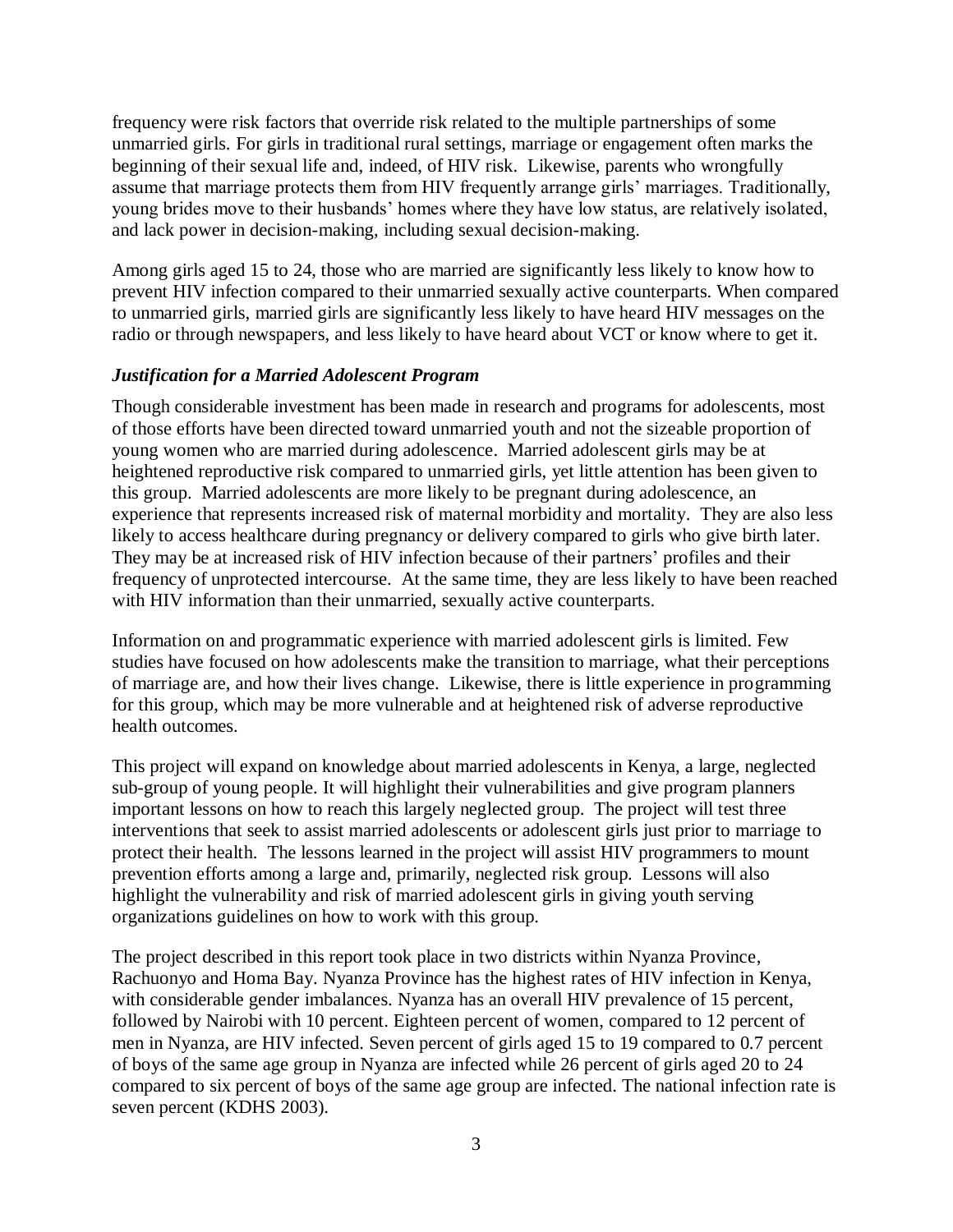frequency were risk factors that override risk related to the multiple partnerships of some unmarried girls. For girls in traditional rural settings, marriage or engagement often marks the beginning of their sexual life and, indeed, of HIV risk. Likewise, parents who wrongfully assume that marriage protects them from HIV frequently arrange girls' marriages. Traditionally, young brides move to their husbands' homes where they have low status, are relatively isolated, and lack power in decision-making, including sexual decision-making.

Among girls aged 15 to 24, those who are married are significantly less likely to know how to prevent HIV infection compared to their unmarried sexually active counterparts. When compared to unmarried girls, married girls are significantly less likely to have heard HIV messages on the radio or through newspapers, and less likely to have heard about VCT or know where to get it.

### *Justification for a Married Adolescent Program*

Though considerable investment has been made in research and programs for adolescents, most of those efforts have been directed toward unmarried youth and not the sizeable proportion of young women who are married during adolescence. Married adolescent girls may be at heightened reproductive risk compared to unmarried girls, yet little attention has been given to this group. Married adolescents are more likely to be pregnant during adolescence, an experience that represents increased risk of maternal morbidity and mortality. They are also less likely to access healthcare during pregnancy or delivery compared to girls who give birth later. They may be at increased risk of HIV infection because of their partners' profiles and their frequency of unprotected intercourse. At the same time, they are less likely to have been reached with HIV information than their unmarried, sexually active counterparts.

Information on and programmatic experience with married adolescent girls is limited. Few studies have focused on how adolescents make the transition to marriage, what their perceptions of marriage are, and how their lives change. Likewise, there is little experience in programming for this group, which may be more vulnerable and at heightened risk of adverse reproductive health outcomes.

This project will expand on knowledge about married adolescents in Kenya, a large, neglected sub-group of young people. It will highlight their vulnerabilities and give program planners important lessons on how to reach this largely neglected group. The project will test three interventions that seek to assist married adolescents or adolescent girls just prior to marriage to protect their health. The lessons learned in the project will assist HIV programmers to mount prevention efforts among a large and, primarily, neglected risk group. Lessons will also highlight the vulnerability and risk of married adolescent girls in giving youth serving organizations guidelines on how to work with this group.

The project described in this report took place in two districts within Nyanza Province, Rachuonyo and Homa Bay. Nyanza Province has the highest rates of HIV infection in Kenya, with considerable gender imbalances. Nyanza has an overall HIV prevalence of 15 percent, followed by Nairobi with 10 percent. Eighteen percent of women, compared to 12 percent of men in Nyanza, are HIV infected. Seven percent of girls aged 15 to 19 compared to 0.7 percent of boys of the same age group in Nyanza are infected while 26 percent of girls aged 20 to 24 compared to six percent of boys of the same age group are infected. The national infection rate is seven percent (KDHS 2003).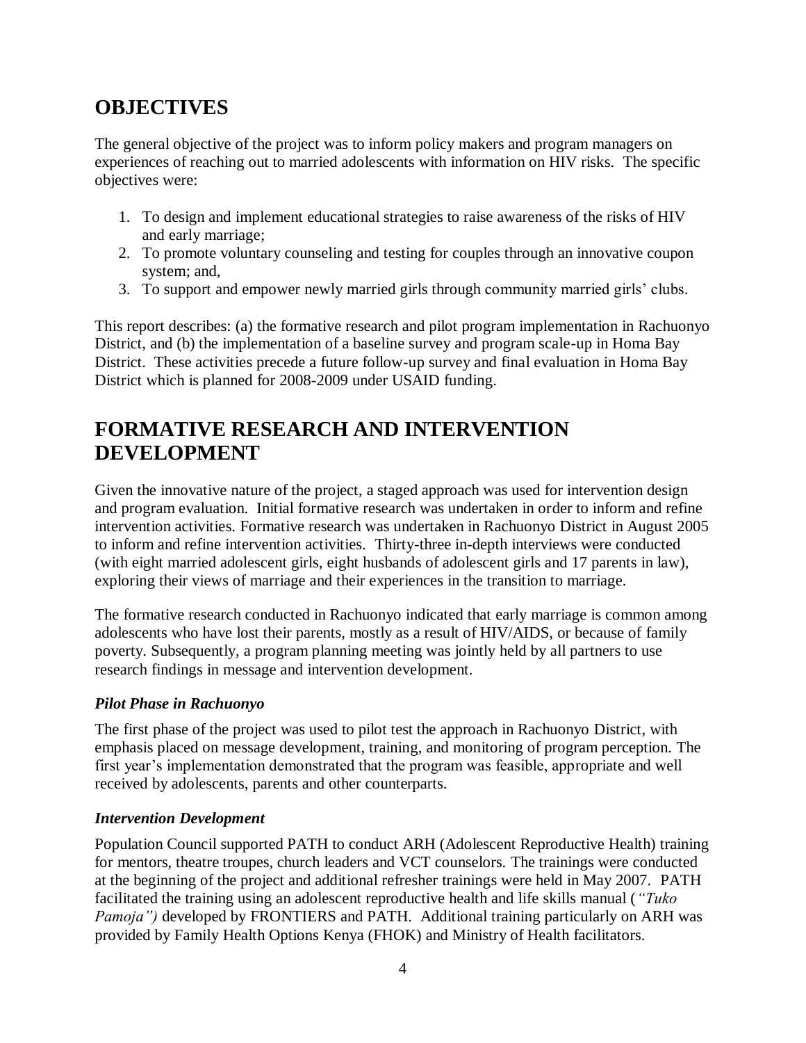## OBJECTIVES

The general objective of the project was to inform policy makers and program managers on experiences of reaching out to married adolescents with information on HIV risks. The specific objectives were:

1. To design and implement educational strategies to raise awareness of the risks of HIV and early marriage;
2. To promote voluntary counseling and testing for couples through an innovative coupon system; and,
3. To support and empower newly married girls through community married girls' clubs.

This report describes: (a) the formative research and pilot program implementation in Rachuonyo District, and (b) the implementation of a baseline survey and program scale-up in Homa Bay District. These activities precede a future follow-up survey and final evaluation in Homa Bay District which is planned for 2008-2009 under USAID funding.

## FORMATIVE RESEARCH AND INTERVENTION DEVELOPMENT

Given the innovative nature of the project, a staged approach was used for intervention design and program evaluation. Initial formative research was undertaken in order to inform and refine intervention activities. Formative research was undertaken in Rachuonyo District in August 2005 to inform and refine intervention activities. Thirty-three in-depth interviews were conducted (with eight married adolescent girls, eight husbands of adolescent girls and 17 parents in law), exploring their views of marriage and their experiences in the transition to marriage.

The formative research conducted in Rachuonyo indicated that early marriage is common among adolescents who have lost their parents, mostly as a result of HIV/AIDS, or because of family poverty. Subsequently, a program planning meeting was jointly held by all partners to use research findings in message and intervention development.

### *Pilot Phase in Rachuonyo*

The first phase of the project was used to pilot test the approach in Rachuonyo District, with emphasis placed on message development, training, and monitoring of program perception. The first year's implementation demonstrated that the program was feasible, appropriate and well received by adolescents, parents and other counterparts.

### *Intervention Development*

Population Council supported PATH to conduct ARH (Adolescent Reproductive Health) training for mentors, theatre troupes, church leaders and VCT counselors. The trainings were conducted at the beginning of the project and additional refresher trainings were held in May 2007. PATH facilitated the training using an adolescent reproductive health and life skills manual (*"Tuko Pamoja")* developed by FRONTIERS and PATH. Additional training particularly on ARH was provided by Family Health Options Kenya (FHOK) and Ministry of Health facilitators.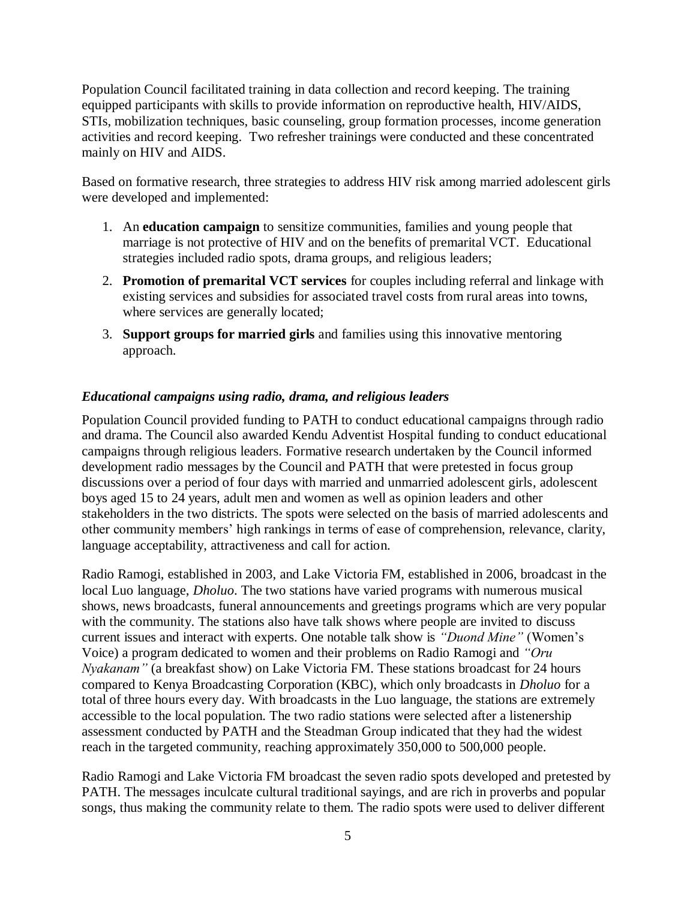Population Council facilitated training in data collection and record keeping. The training equipped participants with skills to provide information on reproductive health, HIV/AIDS, STIs, mobilization techniques, basic counseling, group formation processes, income generation activities and record keeping. Two refresher trainings were conducted and these concentrated mainly on HIV and AIDS.

Based on formative research, three strategies to address HIV risk among married adolescent girls were developed and implemented:

1. An **education campaign** to sensitize communities, families and young people that marriage is not protective of HIV and on the benefits of premarital VCT. Educational strategies included radio spots, drama groups, and religious leaders;
2. **Promotion of premarital VCT services** for couples including referral and linkage with existing services and subsidies for associated travel costs from rural areas into towns, where services are generally located;
3. **Support groups for married girls** and families using this innovative mentoring approach.

### *Educational campaigns using radio, drama, and religious leaders*

Population Council provided funding to PATH to conduct educational campaigns through radio and drama. The Council also awarded Kendu Adventist Hospital funding to conduct educational campaigns through religious leaders. Formative research undertaken by the Council informed development radio messages by the Council and PATH that were pretested in focus group discussions over a period of four days with married and unmarried adolescent girls, adolescent boys aged 15 to 24 years, adult men and women as well as opinion leaders and other stakeholders in the two districts. The spots were selected on the basis of married adolescents and other community members' high rankings in terms of ease of comprehension, relevance, clarity, language acceptability, attractiveness and call for action.

Radio Ramogi, established in 2003, and Lake Victoria FM, established in 2006, broadcast in the local Luo language, *Dholuo*. The two stations have varied programs with numerous musical shows, news broadcasts, funeral announcements and greetings programs which are very popular with the community. The stations also have talk shows where people are invited to discuss current issues and interact with experts. One notable talk show is *"Duond Mine"* (Women's Voice) a program dedicated to women and their problems on Radio Ramogi and *"Oru Nyakanam"* (a breakfast show) on Lake Victoria FM. These stations broadcast for 24 hours compared to Kenya Broadcasting Corporation (KBC), which only broadcasts in *Dholuo* for a total of three hours every day. With broadcasts in the Luo language, the stations are extremely accessible to the local population. The two radio stations were selected after a listenership assessment conducted by PATH and the Steadman Group indicated that they had the widest reach in the targeted community, reaching approximately 350,000 to 500,000 people.

Radio Ramogi and Lake Victoria FM broadcast the seven radio spots developed and pretested by PATH. The messages inculcate cultural traditional sayings, and are rich in proverbs and popular songs, thus making the community relate to them. The radio spots were used to deliver different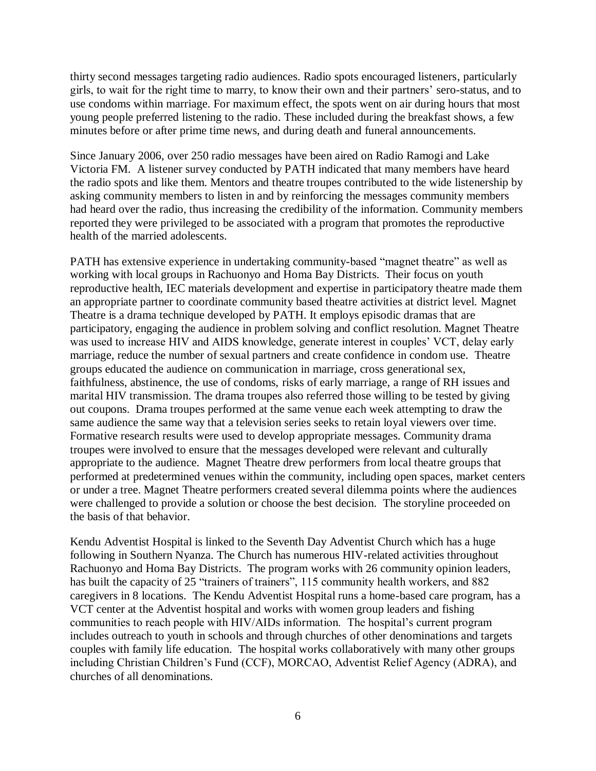thirty second messages targeting radio audiences. Radio spots encouraged listeners, particularly girls, to wait for the right time to marry, to know their own and their partners' sero-status, and to use condoms within marriage. For maximum effect, the spots went on air during hours that most young people preferred listening to the radio. These included during the breakfast shows, a few minutes before or after prime time news, and during death and funeral announcements.

Since January 2006, over 250 radio messages have been aired on Radio Ramogi and Lake Victoria FM. A listener survey conducted by PATH indicated that many members have heard the radio spots and like them. Mentors and theatre troupes contributed to the wide listenership by asking community members to listen in and by reinforcing the messages community members had heard over the radio, thus increasing the credibility of the information. Community members reported they were privileged to be associated with a program that promotes the reproductive health of the married adolescents.

PATH has extensive experience in undertaking community-based "magnet theatre" as well as working with local groups in Rachuonyo and Homa Bay Districts. Their focus on youth reproductive health, IEC materials development and expertise in participatory theatre made them an appropriate partner to coordinate community based theatre activities at district level. Magnet Theatre is a drama technique developed by PATH. It employs episodic dramas that are participatory, engaging the audience in problem solving and conflict resolution. Magnet Theatre was used to increase HIV and AIDS knowledge, generate interest in couples' VCT, delay early marriage, reduce the number of sexual partners and create confidence in condom use. Theatre groups educated the audience on communication in marriage, cross generational sex, faithfulness, abstinence, the use of condoms, risks of early marriage, a range of RH issues and marital HIV transmission. The drama troupes also referred those willing to be tested by giving out coupons. Drama troupes performed at the same venue each week attempting to draw the same audience the same way that a television series seeks to retain loyal viewers over time. Formative research results were used to develop appropriate messages. Community drama troupes were involved to ensure that the messages developed were relevant and culturally appropriate to the audience. Magnet Theatre drew performers from local theatre groups that performed at predetermined venues within the community, including open spaces, market centers or under a tree. Magnet Theatre performers created several dilemma points where the audiences were challenged to provide a solution or choose the best decision. The storyline proceeded on the basis of that behavior.

Kendu Adventist Hospital is linked to the Seventh Day Adventist Church which has a huge following in Southern Nyanza. The Church has numerous HIV-related activities throughout Rachuonyo and Homa Bay Districts. The program works with 26 community opinion leaders, has built the capacity of 25 "trainers of trainers", 115 community health workers, and 882 caregivers in 8 locations. The Kendu Adventist Hospital runs a home-based care program, has a VCT center at the Adventist hospital and works with women group leaders and fishing communities to reach people with HIV/AIDs information. The hospital's current program includes outreach to youth in schools and through churches of other denominations and targets couples with family life education. The hospital works collaboratively with many other groups including Christian Children's Fund (CCF), MORCAO, Adventist Relief Agency (ADRA), and churches of all denominations.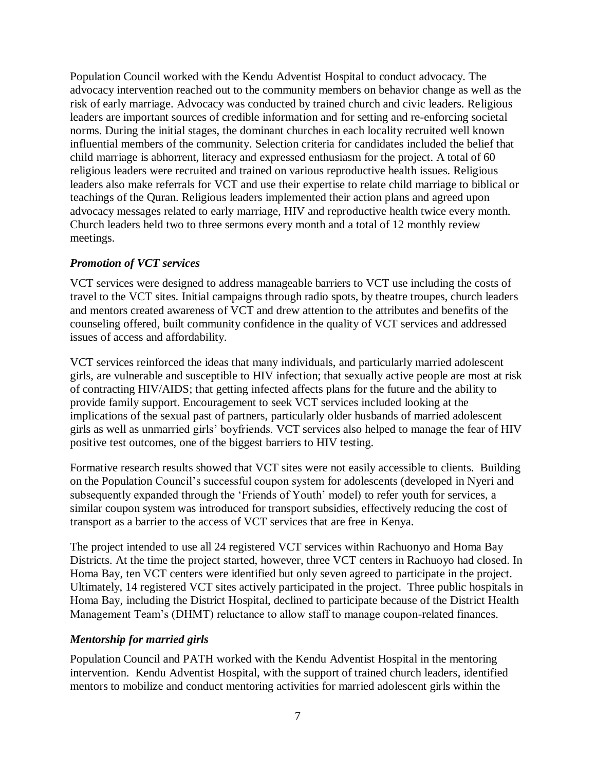Population Council worked with the Kendu Adventist Hospital to conduct advocacy. The advocacy intervention reached out to the community members on behavior change as well as the risk of early marriage. Advocacy was conducted by trained church and civic leaders. Religious leaders are important sources of credible information and for setting and re-enforcing societal norms. During the initial stages, the dominant churches in each locality recruited well known influential members of the community. Selection criteria for candidates included the belief that child marriage is abhorrent, literacy and expressed enthusiasm for the project. A total of 60 religious leaders were recruited and trained on various reproductive health issues. Religious leaders also make referrals for VCT and use their expertise to relate child marriage to biblical or teachings of the Quran. Religious leaders implemented their action plans and agreed upon advocacy messages related to early marriage, HIV and reproductive health twice every month. Church leaders held two to three sermons every month and a total of 12 monthly review meetings.

### *Promotion of VCT services*

VCT services were designed to address manageable barriers to VCT use including the costs of travel to the VCT sites. Initial campaigns through radio spots, by theatre troupes, church leaders and mentors created awareness of VCT and drew attention to the attributes and benefits of the counseling offered, built community confidence in the quality of VCT services and addressed issues of access and affordability.

VCT services reinforced the ideas that many individuals, and particularly married adolescent girls, are vulnerable and susceptible to HIV infection; that sexually active people are most at risk of contracting HIV/AIDS; that getting infected affects plans for the future and the ability to provide family support. Encouragement to seek VCT services included looking at the implications of the sexual past of partners, particularly older husbands of married adolescent girls as well as unmarried girls' boyfriends. VCT services also helped to manage the fear of HIV positive test outcomes, one of the biggest barriers to HIV testing.

Formative research results showed that VCT sites were not easily accessible to clients. Building on the Population Council's successful coupon system for adolescents (developed in Nyeri and subsequently expanded through the 'Friends of Youth' model) to refer youth for services, a similar coupon system was introduced for transport subsidies, effectively reducing the cost of transport as a barrier to the access of VCT services that are free in Kenya.

The project intended to use all 24 registered VCT services within Rachuonyo and Homa Bay Districts. At the time the project started, however, three VCT centers in Rachuoyo had closed. In Homa Bay, ten VCT centers were identified but only seven agreed to participate in the project. Ultimately, 14 registered VCT sites actively participated in the project. Three public hospitals in Homa Bay, including the District Hospital, declined to participate because of the District Health Management Team's (DHMT) reluctance to allow staff to manage coupon-related finances.

### *Mentorship for married girls*

Population Council and PATH worked with the Kendu Adventist Hospital in the mentoring intervention. Kendu Adventist Hospital, with the support of trained church leaders, identified mentors to mobilize and conduct mentoring activities for married adolescent girls within the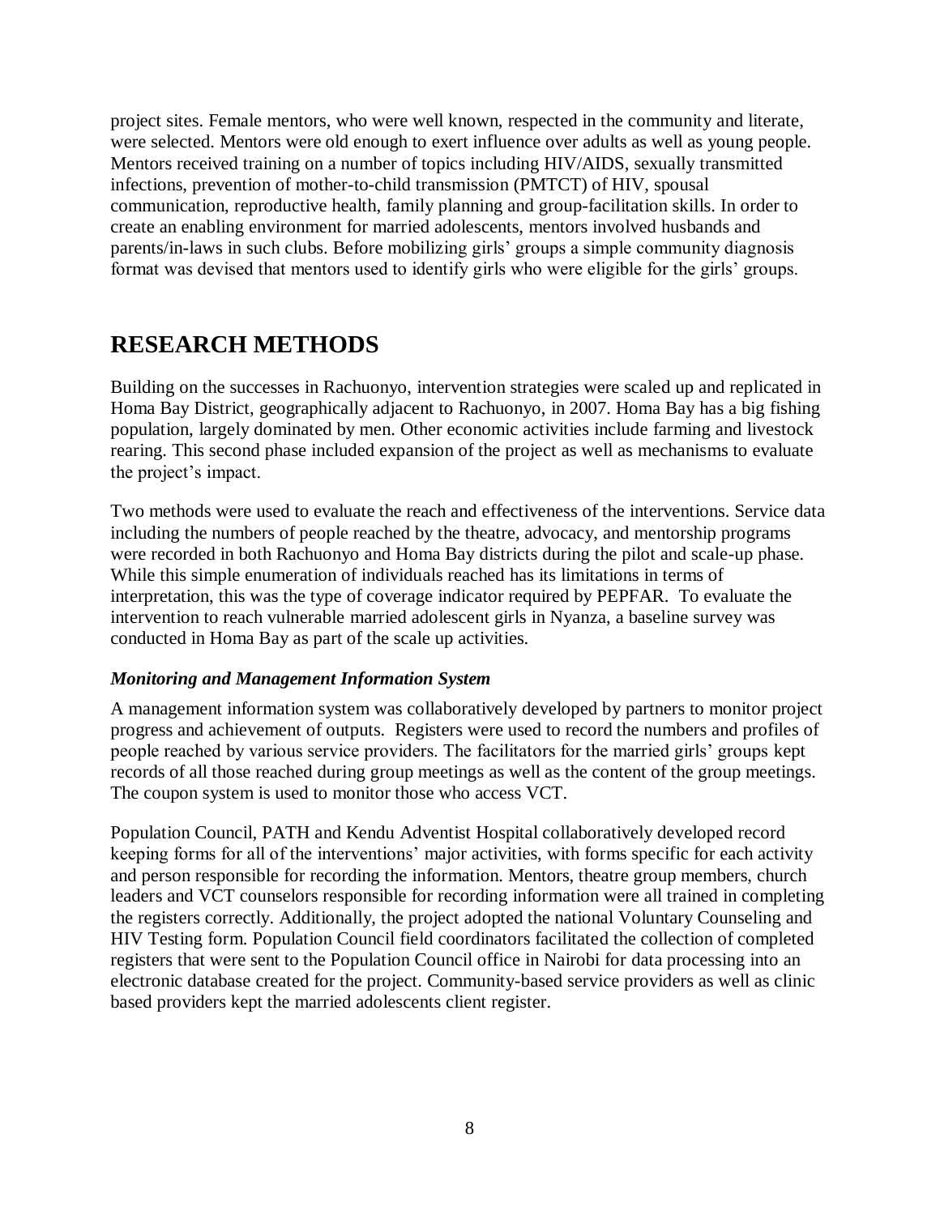project sites. Female mentors, who were well known, respected in the community and literate, were selected. Mentors were old enough to exert influence over adults as well as young people. Mentors received training on a number of topics including HIV/AIDS, sexually transmitted infections, prevention of mother-to-child transmission (PMTCT) of HIV, spousal communication, reproductive health, family planning and group-facilitation skills. In order to create an enabling environment for married adolescents, mentors involved husbands and parents/in-laws in such clubs. Before mobilizing girls' groups a simple community diagnosis format was devised that mentors used to identify girls who were eligible for the girls' groups.

# RESEARCH METHODS

Building on the successes in Rachuonyo, intervention strategies were scaled up and replicated in Homa Bay District, geographically adjacent to Rachuonyo, in 2007. Homa Bay has a big fishing population, largely dominated by men. Other economic activities include farming and livestock rearing. This second phase included expansion of the project as well as mechanisms to evaluate the project's impact.

Two methods were used to evaluate the reach and effectiveness of the interventions. Service data including the numbers of people reached by the theatre, advocacy, and mentorship programs were recorded in both Rachuonyo and Homa Bay districts during the pilot and scale-up phase. While this simple enumeration of individuals reached has its limitations in terms of interpretation, this was the type of coverage indicator required by PEPFAR. To evaluate the intervention to reach vulnerable married adolescent girls in Nyanza, a baseline survey was conducted in Homa Bay as part of the scale up activities.

### *Monitoring and Management Information System*

A management information system was collaboratively developed by partners to monitor project progress and achievement of outputs. Registers were used to record the numbers and profiles of people reached by various service providers. The facilitators for the married girls' groups kept records of all those reached during group meetings as well as the content of the group meetings. The coupon system is used to monitor those who access VCT.

Population Council, PATH and Kendu Adventist Hospital collaboratively developed record keeping forms for all of the interventions' major activities, with forms specific for each activity and person responsible for recording the information. Mentors, theatre group members, church leaders and VCT counselors responsible for recording information were all trained in completing the registers correctly. Additionally, the project adopted the national Voluntary Counseling and HIV Testing form. Population Council field coordinators facilitated the collection of completed registers that were sent to the Population Council office in Nairobi for data processing into an electronic database created for the project. Community-based service providers as well as clinic based providers kept the married adolescents client register.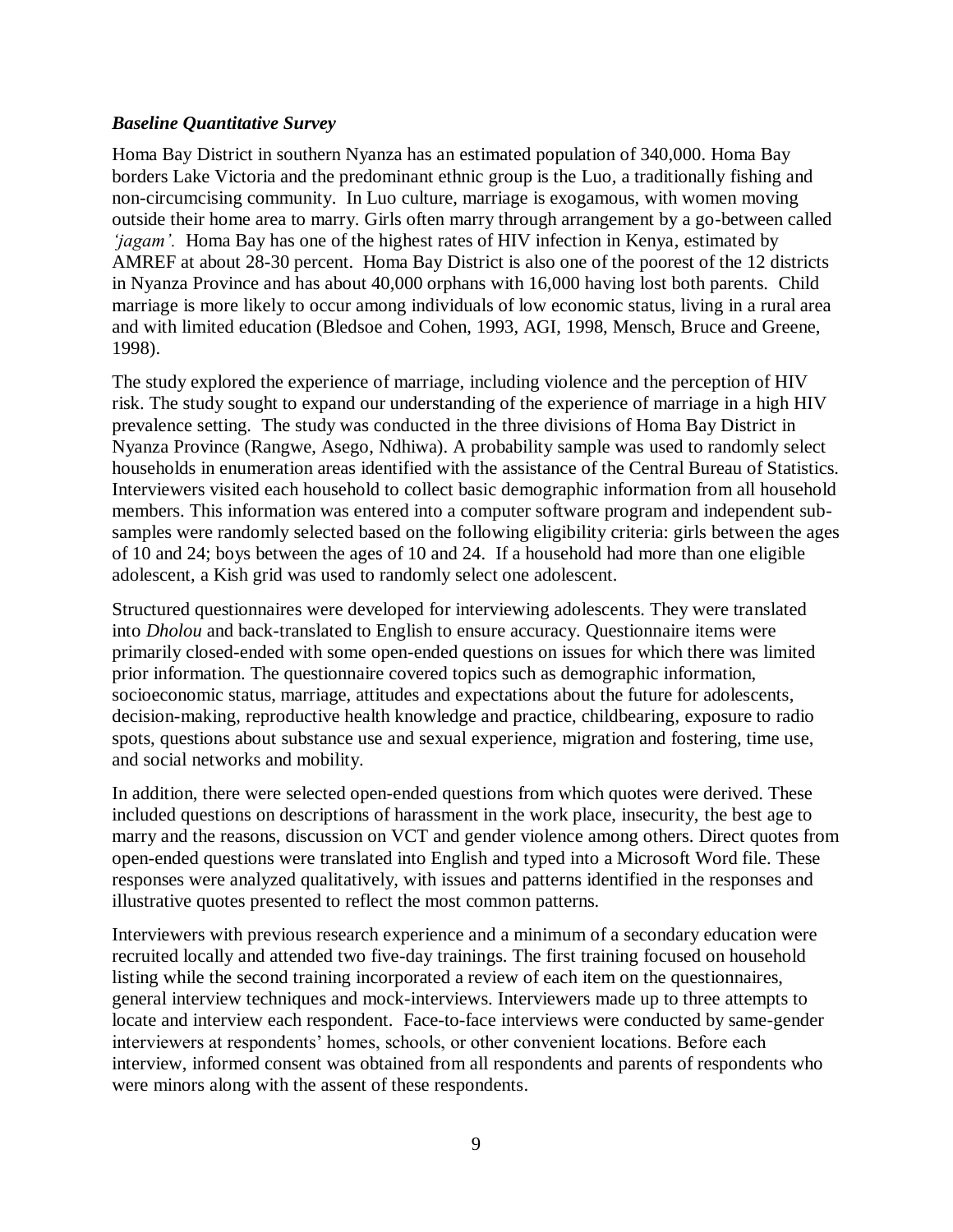### *Baseline Quantitative Survey*

Homa Bay District in southern Nyanza has an estimated population of 340,000. Homa Bay borders Lake Victoria and the predominant ethnic group is the Luo, a traditionally fishing and non-circumcising community. In Luo culture, marriage is exogamous, with women moving outside their home area to marry. Girls often marry through arrangement by a go-between called *'jagam'.* Homa Bay has one of the highest rates of HIV infection in Kenya, estimated by AMREF at about 28-30 percent. Homa Bay District is also one of the poorest of the 12 districts in Nyanza Province and has about 40,000 orphans with 16,000 having lost both parents. Child marriage is more likely to occur among individuals of low economic status, living in a rural area and with limited education (Bledsoe and Cohen, 1993, AGI, 1998, Mensch, Bruce and Greene, 1998).

The study explored the experience of marriage, including violence and the perception of HIV risk. The study sought to expand our understanding of the experience of marriage in a high HIV prevalence setting. The study was conducted in the three divisions of Homa Bay District in Nyanza Province (Rangwe, Asego, Ndhiwa). A probability sample was used to randomly select households in enumeration areas identified with the assistance of the Central Bureau of Statistics. Interviewers visited each household to collect basic demographic information from all household members. This information was entered into a computer software program and independent sub-samples were randomly selected based on the following eligibility criteria: girls between the ages of 10 and 24; boys between the ages of 10 and 24. If a household had more than one eligible adolescent, a Kish grid was used to randomly select one adolescent.

Structured questionnaires were developed for interviewing adolescents. They were translated into *Dholou* and back-translated to English to ensure accuracy. Questionnaire items were primarily closed-ended with some open-ended questions on issues for which there was limited prior information. The questionnaire covered topics such as demographic information, socioeconomic status, marriage, attitudes and expectations about the future for adolescents, decision-making, reproductive health knowledge and practice, childbearing, exposure to radio spots, questions about substance use and sexual experience, migration and fostering, time use, and social networks and mobility.

In addition, there were selected open-ended questions from which quotes were derived. These included questions on descriptions of harassment in the work place, insecurity, the best age to marry and the reasons, discussion on VCT and gender violence among others. Direct quotes from open-ended questions were translated into English and typed into a Microsoft Word file. These responses were analyzed qualitatively, with issues and patterns identified in the responses and illustrative quotes presented to reflect the most common patterns.

Interviewers with previous research experience and a minimum of a secondary education were recruited locally and attended two five-day trainings. The first training focused on household listing while the second training incorporated a review of each item on the questionnaires, general interview techniques and mock-interviews. Interviewers made up to three attempts to locate and interview each respondent. Face-to-face interviews were conducted by same-gender interviewers at respondents' homes, schools, or other convenient locations. Before each interview, informed consent was obtained from all respondents and parents of respondents who were minors along with the assent of these respondents.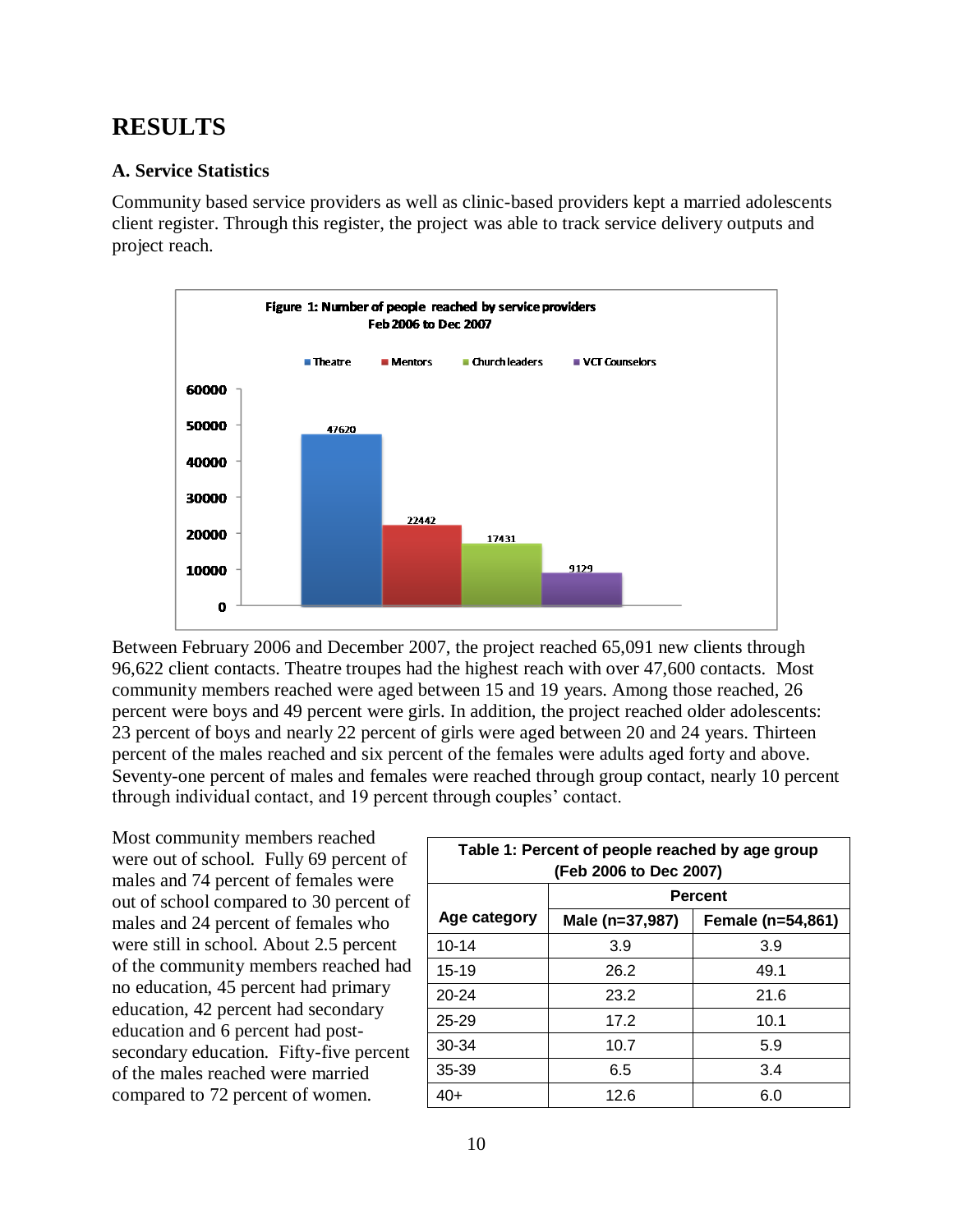# RESULTS

### A. Service Statistics

Community based service providers as well as clinic-based providers kept a married adolescents client register. Through this register, the project was able to track service delivery outputs and project reach.

**Figure 1: Number of people reached by service providers**
**Feb 2006 to Dec 2007**

Theatre
Mentors
Church leaders
VCT Counselors

60000
50000
40000
30000
20000
10000
0

47620
22442
17431
9129

Between February 2006 and December 2007, the project reached 65,091 new clients through 96,622 client contacts. Theatre troupes had the highest reach with over 47,600 contacts. Most community members reached were aged between 15 and 19 years. Among those reached, 26 percent were boys and 49 percent were girls. In addition, the project reached older adolescents: 23 percent of boys and nearly 22 percent of girls were aged between 20 and 24 years. Thirteen percent of the males reached and six percent of the females were adults aged forty and above. Seventy-one percent of males and females were reached through group contact, nearly 10 percent through individual contact, and 19 percent through couples' contact.

Most community members reached were out of school. Fully 69 percent of males and 74 percent of females were out of school compared to 30 percent of males and 24 percent of females who were still in school. About 2.5 percent of the community members reached had no education, 45 percent had primary education, 42 percent had secondary education and 6 percent had post-secondary education. Fifty-five percent of the males reached were married compared to 72 percent of women.

**Table 1: Percent of people reached by age group (Feb 2006 to Dec 2007)**

| Age category | Percent | |
|---|---|---|
| | Male (n=37,987) | Female (n=54,861) |
| 10-14 | 3.9 | 3.9 |
| 15-19 | 26.2 | 49.1 |
| 20-24 | 23.2 | 21.6 |
| 25-29 | 17.2 | 10.1 |
| 30-34 | 10.7 | 5.9 |
| 35-39 | 6.5 | 3.4 |
| 40+ | 12.6 | 6.0 |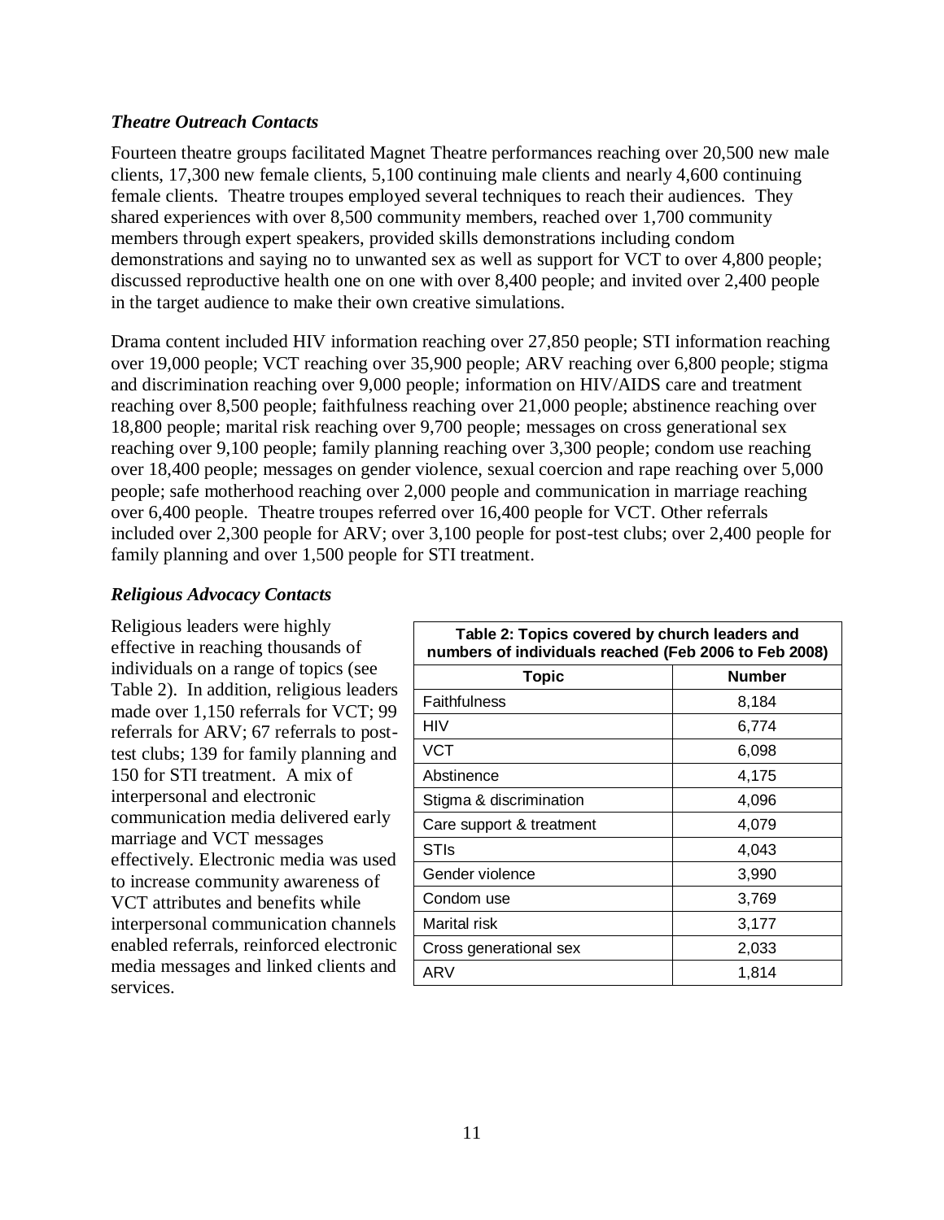### *Theatre Outreach Contacts*

Fourteen theatre groups facilitated Magnet Theatre performances reaching over 20,500 new male clients, 17,300 new female clients, 5,100 continuing male clients and nearly 4,600 continuing female clients. Theatre troupes employed several techniques to reach their audiences. They shared experiences with over 8,500 community members, reached over 1,700 community members through expert speakers, provided skills demonstrations including condom demonstrations and saying no to unwanted sex as well as support for VCT to over 4,800 people; discussed reproductive health one on one with over 8,400 people; and invited over 2,400 people in the target audience to make their own creative simulations.

Drama content included HIV information reaching over 27,850 people; STI information reaching over 19,000 people; VCT reaching over 35,900 people; ARV reaching over 6,800 people; stigma and discrimination reaching over 9,000 people; information on HIV/AIDS care and treatment reaching over 8,500 people; faithfulness reaching over 21,000 people; abstinence reaching over 18,800 people; marital risk reaching over 9,700 people; messages on cross generational sex reaching over 9,100 people; family planning reaching over 3,300 people; condom use reaching over 18,400 people; messages on gender violence, sexual coercion and rape reaching over 5,000 people; safe motherhood reaching over 2,000 people and communication in marriage reaching over 6,400 people. Theatre troupes referred over 16,400 people for VCT. Other referrals included over 2,300 people for ARV; over 3,100 people for post-test clubs; over 2,400 people for family planning and over 1,500 people for STI treatment.

### *Religious Advocacy Contacts*

Religious leaders were highly effective in reaching thousands of individuals on a range of topics (see Table 2). In addition, religious leaders made over 1,150 referrals for VCT; 99 referrals for ARV; 67 referrals to post-test clubs; 139 for family planning and 150 for STI treatment. A mix of interpersonal and electronic communication media delivered early marriage and VCT messages effectively. Electronic media was used to increase community awareness of VCT attributes and benefits while interpersonal communication channels enabled referrals, reinforced electronic media messages and linked clients and services.

**Table 2: Topics covered by church leaders and numbers of individuals reached (Feb 2006 to Feb 2008)**

| Topic | Number |
|---|---|
| Faithfulness | 8,184 |
| HIV | 6,774 |
| VCT | 6,098 |
| Abstinence | 4,175 |
| Stigma & discrimination | 4,096 |
| Care support & treatment | 4,079 |
| STIs | 4,043 |
| Gender violence | 3,990 |
| Condom use | 3,769 |
| Marital risk | 3,177 |
| Cross generational sex | 2,033 |
| ARV | 1,814 |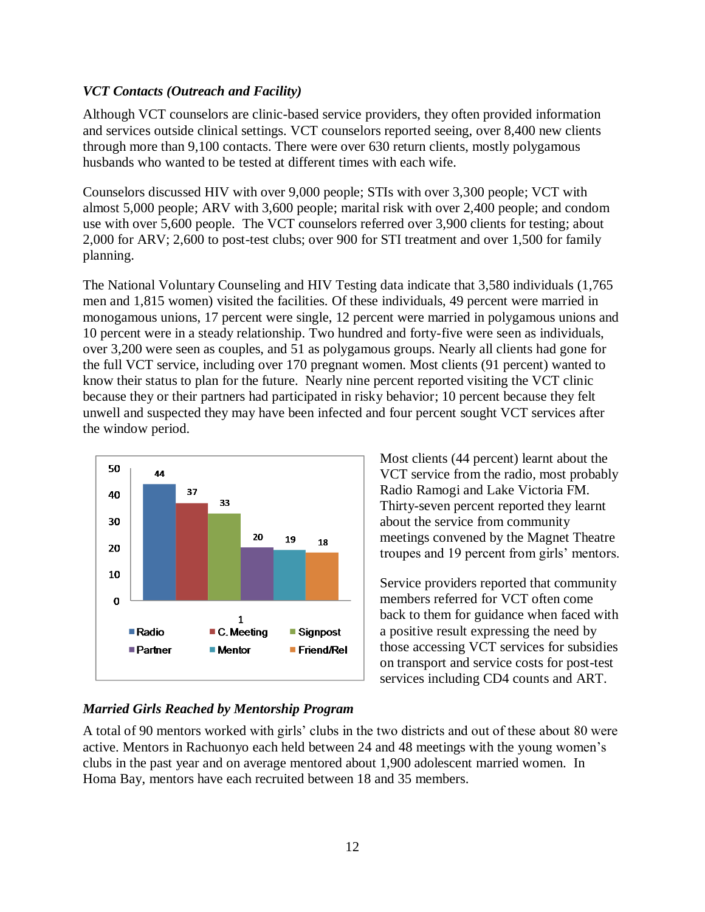### *VCT Contacts (Outreach and Facility)*

Although VCT counselors are clinic-based service providers, they often provided information and services outside clinical settings. VCT counselors reported seeing, over 8,400 new clients through more than 9,100 contacts. There were over 630 return clients, mostly polygamous husbands who wanted to be tested at different times with each wife.

Counselors discussed HIV with over 9,000 people; STIs with over 3,300 people; VCT with almost 5,000 people; ARV with 3,600 people; marital risk with over 2,400 people; and condom use with over 5,600 people. The VCT counselors referred over 3,900 clients for testing; about 2,000 for ARV; 2,600 to post-test clubs; over 900 for STI treatment and over 1,500 for family planning.

The National Voluntary Counseling and HIV Testing data indicate that 3,580 individuals (1,765 men and 1,815 women) visited the facilities. Of these individuals, 49 percent were married in monogamous unions, 17 percent were single, 12 percent were married in polygamous unions and 10 percent were in a steady relationship. Two hundred and forty-five were seen as individuals, over 3,200 were seen as couples, and 51 as polygamous groups. Nearly all clients had gone for the full VCT service, including over 170 pregnant women. Most clients (91 percent) wanted to know their status to plan for the future. Nearly nine percent reported visiting the VCT clinic because they or their partners had participated in risky behavior; 10 percent because they felt unwell and suspected they may have been infected and four percent sought VCT services after the window period.

| Radio | C. Meeting | Signpost | Partner | Mentor | Friend/Rel |
|---|---|---|---|---|---|
| 44 | 37 | 33 | 20 | 19 | 18 |

Most clients (44 percent) learnt about the VCT service from the radio, most probably Radio Ramogi and Lake Victoria FM. Thirty-seven percent reported they learnt about the service from community meetings convened by the Magnet Theatre troupes and 19 percent from girls' mentors.

Service providers reported that community members referred for VCT often come back to them for guidance when faced with a positive result expressing the need by those accessing VCT services for subsidies on transport and service costs for post-test services including CD4 counts and ART.

### *Married Girls Reached by Mentorship Program*

A total of 90 mentors worked with girls' clubs in the two districts and out of these about 80 were active. Mentors in Rachuonyo each held between 24 and 48 meetings with the young women's clubs in the past year and on average mentored about 1,900 adolescent married women. In Homa Bay, mentors have each recruited between 18 and 35 members.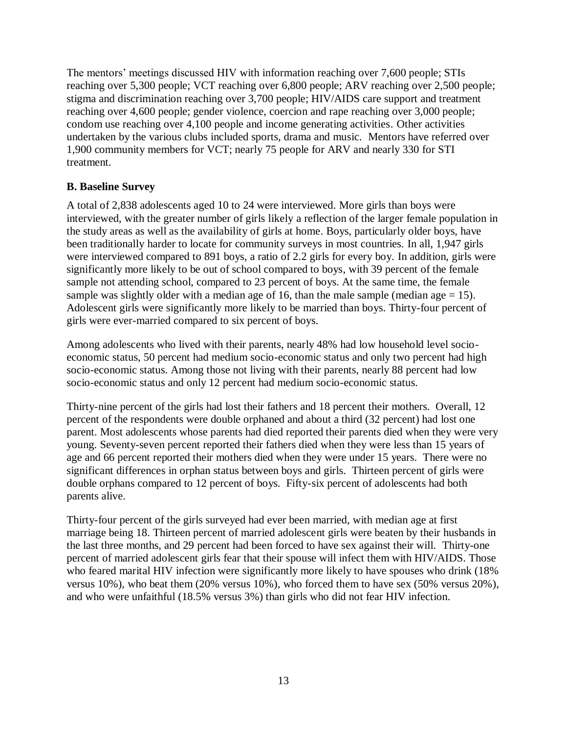The mentors' meetings discussed HIV with information reaching over 7,600 people; STIs reaching over 5,300 people; VCT reaching over 6,800 people; ARV reaching over 2,500 people; stigma and discrimination reaching over 3,700 people; HIV/AIDS care support and treatment reaching over 4,600 people; gender violence, coercion and rape reaching over 3,000 people; condom use reaching over 4,100 people and income generating activities. Other activities undertaken by the various clubs included sports, drama and music. Mentors have referred over 1,900 community members for VCT; nearly 75 people for ARV and nearly 330 for STI treatment.

### B. Baseline Survey

A total of 2,838 adolescents aged 10 to 24 were interviewed. More girls than boys were interviewed, with the greater number of girls likely a reflection of the larger female population in the study areas as well as the availability of girls at home. Boys, particularly older boys, have been traditionally harder to locate for community surveys in most countries. In all, 1,947 girls were interviewed compared to 891 boys, a ratio of 2.2 girls for every boy. In addition, girls were significantly more likely to be out of school compared to boys, with 39 percent of the female sample not attending school, compared to 23 percent of boys. At the same time, the female sample was slightly older with a median age of 16, than the male sample (median age = 15). Adolescent girls were significantly more likely to be married than boys. Thirty-four percent of girls were ever-married compared to six percent of boys.

Among adolescents who lived with their parents, nearly 48% had low household level socio-economic status, 50 percent had medium socio-economic status and only two percent had high socio-economic status. Among those not living with their parents, nearly 88 percent had low socio-economic status and only 12 percent had medium socio-economic status.

Thirty-nine percent of the girls had lost their fathers and 18 percent their mothers. Overall, 12 percent of the respondents were double orphaned and about a third (32 percent) had lost one parent. Most adolescents whose parents had died reported their parents died when they were very young. Seventy-seven percent reported their fathers died when they were less than 15 years of age and 66 percent reported their mothers died when they were under 15 years. There were no significant differences in orphan status between boys and girls. Thirteen percent of girls were double orphans compared to 12 percent of boys. Fifty-six percent of adolescents had both parents alive.

Thirty-four percent of the girls surveyed had ever been married, with median age at first marriage being 18. Thirteen percent of married adolescent girls were beaten by their husbands in the last three months, and 29 percent had been forced to have sex against their will. Thirty-one percent of married adolescent girls fear that their spouse will infect them with HIV/AIDS. Those who feared marital HIV infection were significantly more likely to have spouses who drink (18% versus 10%), who beat them (20% versus 10%), who forced them to have sex (50% versus 20%), and who were unfaithful (18.5% versus 3%) than girls who did not fear HIV infection.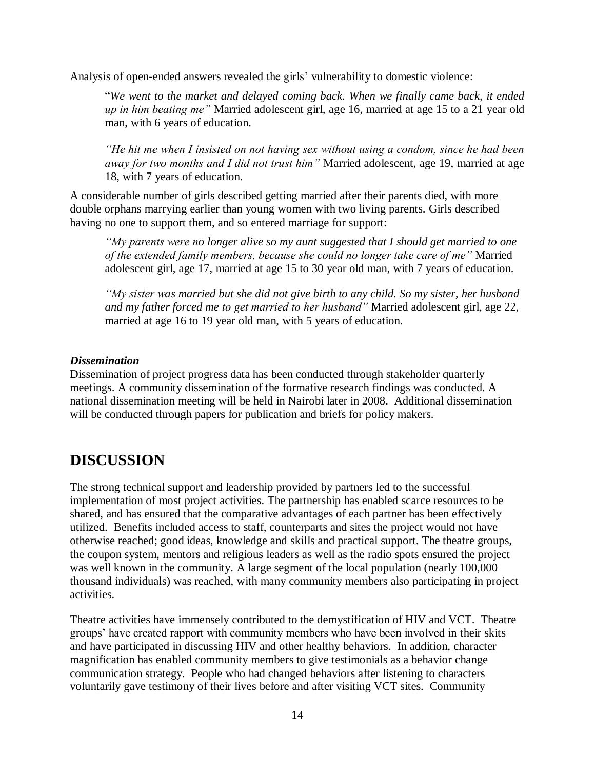Analysis of open-ended answers revealed the girls' vulnerability to domestic violence:

> "*We went to the market and delayed coming back. When we finally came back, it ended up in him beating me"* Married adolescent girl, age 16, married at age 15 to a 21 year old man, with 6 years of education.

> *"He hit me when I insisted on not having sex without using a condom, since he had been away for two months and I did not trust him"* Married adolescent, age 19, married at age 18, with 7 years of education.

A considerable number of girls described getting married after their parents died, with more double orphans marrying earlier than young women with two living parents. Girls described having no one to support them, and so entered marriage for support:

> *"My parents were no longer alive so my aunt suggested that I should get married to one of the extended family members, because she could no longer take care of me"* Married adolescent girl, age 17, married at age 15 to 30 year old man, with 7 years of education.

> *"My sister was married but she did not give birth to any child. So my sister, her husband and my father forced me to get married to her husband"* Married adolescent girl, age 22, married at age 16 to 19 year old man, with 5 years of education.

***Dissemination***

Dissemination of project progress data has been conducted through stakeholder quarterly meetings. A community dissemination of the formative research findings was conducted. A national dissemination meeting will be held in Nairobi later in 2008. Additional dissemination will be conducted through papers for publication and briefs for policy makers.

## DISCUSSION

The strong technical support and leadership provided by partners led to the successful implementation of most project activities. The partnership has enabled scarce resources to be shared, and has ensured that the comparative advantages of each partner has been effectively utilized. Benefits included access to staff, counterparts and sites the project would not have otherwise reached; good ideas, knowledge and skills and practical support. The theatre groups, the coupon system, mentors and religious leaders as well as the radio spots ensured the project was well known in the community. A large segment of the local population (nearly 100,000 thousand individuals) was reached, with many community members also participating in project activities.

Theatre activities have immensely contributed to the demystification of HIV and VCT. Theatre groups' have created rapport with community members who have been involved in their skits and have participated in discussing HIV and other healthy behaviors. In addition, character magnification has enabled community members to give testimonials as a behavior change communication strategy. People who had changed behaviors after listening to characters voluntarily gave testimony of their lives before and after visiting VCT sites. Community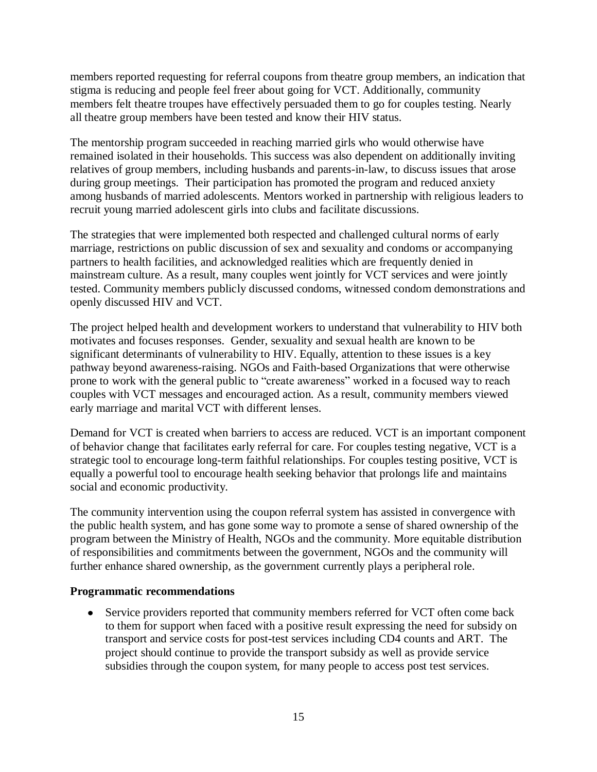members reported requesting for referral coupons from theatre group members, an indication that stigma is reducing and people feel freer about going for VCT. Additionally, community members felt theatre troupes have effectively persuaded them to go for couples testing. Nearly all theatre group members have been tested and know their HIV status.

The mentorship program succeeded in reaching married girls who would otherwise have remained isolated in their households. This success was also dependent on additionally inviting relatives of group members, including husbands and parents-in-law, to discuss issues that arose during group meetings. Their participation has promoted the program and reduced anxiety among husbands of married adolescents. Mentors worked in partnership with religious leaders to recruit young married adolescent girls into clubs and facilitate discussions.

The strategies that were implemented both respected and challenged cultural norms of early marriage, restrictions on public discussion of sex and sexuality and condoms or accompanying partners to health facilities, and acknowledged realities which are frequently denied in mainstream culture. As a result, many couples went jointly for VCT services and were jointly tested. Community members publicly discussed condoms, witnessed condom demonstrations and openly discussed HIV and VCT.

The project helped health and development workers to understand that vulnerability to HIV both motivates and focuses responses. Gender, sexuality and sexual health are known to be significant determinants of vulnerability to HIV. Equally, attention to these issues is a key pathway beyond awareness-raising. NGOs and Faith-based Organizations that were otherwise prone to work with the general public to "create awareness" worked in a focused way to reach couples with VCT messages and encouraged action. As a result, community members viewed early marriage and marital VCT with different lenses.

Demand for VCT is created when barriers to access are reduced. VCT is an important component of behavior change that facilitates early referral for care. For couples testing negative, VCT is a strategic tool to encourage long-term faithful relationships. For couples testing positive, VCT is equally a powerful tool to encourage health seeking behavior that prolongs life and maintains social and economic productivity.

The community intervention using the coupon referral system has assisted in convergence with the public health system, and has gone some way to promote a sense of shared ownership of the program between the Ministry of Health, NGOs and the community. More equitable distribution of responsibilities and commitments between the government, NGOs and the community will further enhance shared ownership, as the government currently plays a peripheral role.

**Programmatic recommendations**

- Service providers reported that community members referred for VCT often come back to them for support when faced with a positive result expressing the need for subsidy on transport and service costs for post-test services including CD4 counts and ART. The project should continue to provide the transport subsidy as well as provide service subsidies through the coupon system, for many people to access post test services.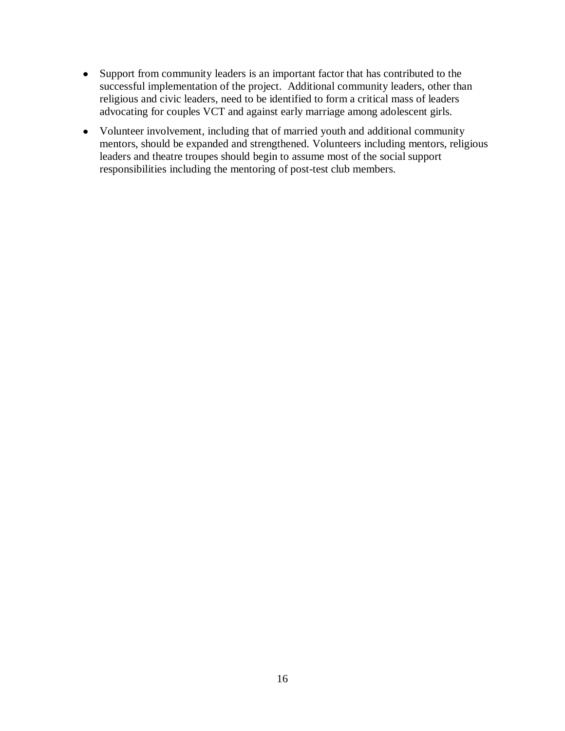- Support from community leaders is an important factor that has contributed to the successful implementation of the project. Additional community leaders, other than religious and civic leaders, need to be identified to form a critical mass of leaders advocating for couples VCT and against early marriage among adolescent girls.
- Volunteer involvement, including that of married youth and additional community mentors, should be expanded and strengthened. Volunteers including mentors, religious leaders and theatre troupes should begin to assume most of the social support responsibilities including the mentoring of post-test club members.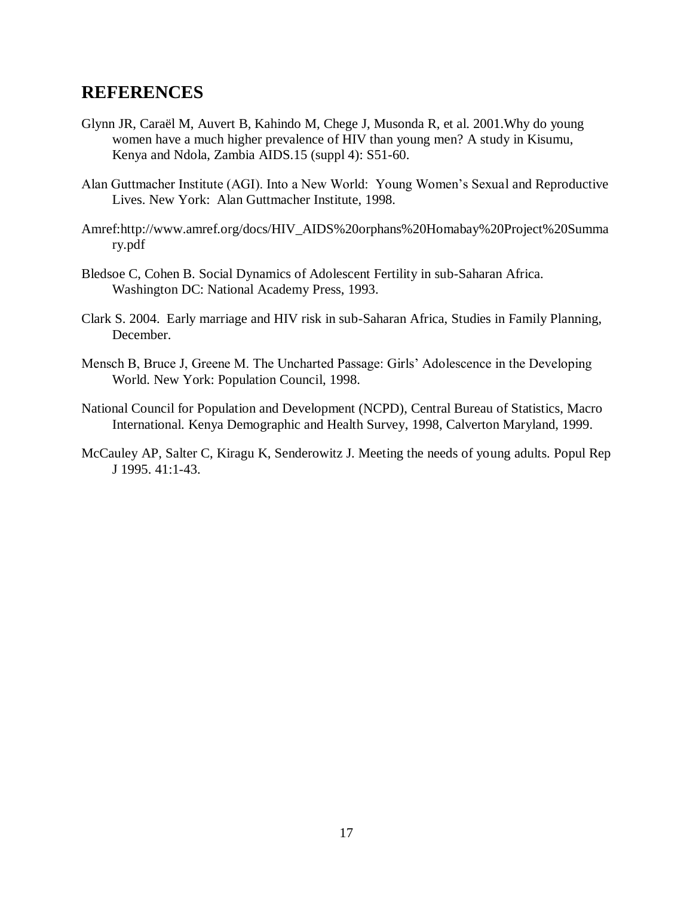## REFERENCES

Glynn JR, Caraël M, Auvert B, Kahindo M, Chege J, Musonda R, et al. 2001.Why do young women have a much higher prevalence of HIV than young men? A study in Kisumu, Kenya and Ndola, Zambia AIDS.15 (suppl 4): S51-60.

Alan Guttmacher Institute (AGI). Into a New World: Young Women's Sexual and Reproductive Lives. New York: Alan Guttmacher Institute, 1998.

Amref:http://www.amref.org/docs/HIV_AIDS%20orphans%20Homabay%20Project%20Summary.pdf

Bledsoe C, Cohen B. Social Dynamics of Adolescent Fertility in sub-Saharan Africa. Washington DC: National Academy Press, 1993.

Clark S. 2004. Early marriage and HIV risk in sub-Saharan Africa, Studies in Family Planning, December.

Mensch B, Bruce J, Greene M. The Uncharted Passage: Girls' Adolescence in the Developing World. New York: Population Council, 1998.

National Council for Population and Development (NCPD), Central Bureau of Statistics, Macro International. Kenya Demographic and Health Survey, 1998, Calverton Maryland, 1999.

McCauley AP, Salter C, Kiragu K, Senderowitz J. Meeting the needs of young adults. Popul Rep J 1995. 41:1-43.